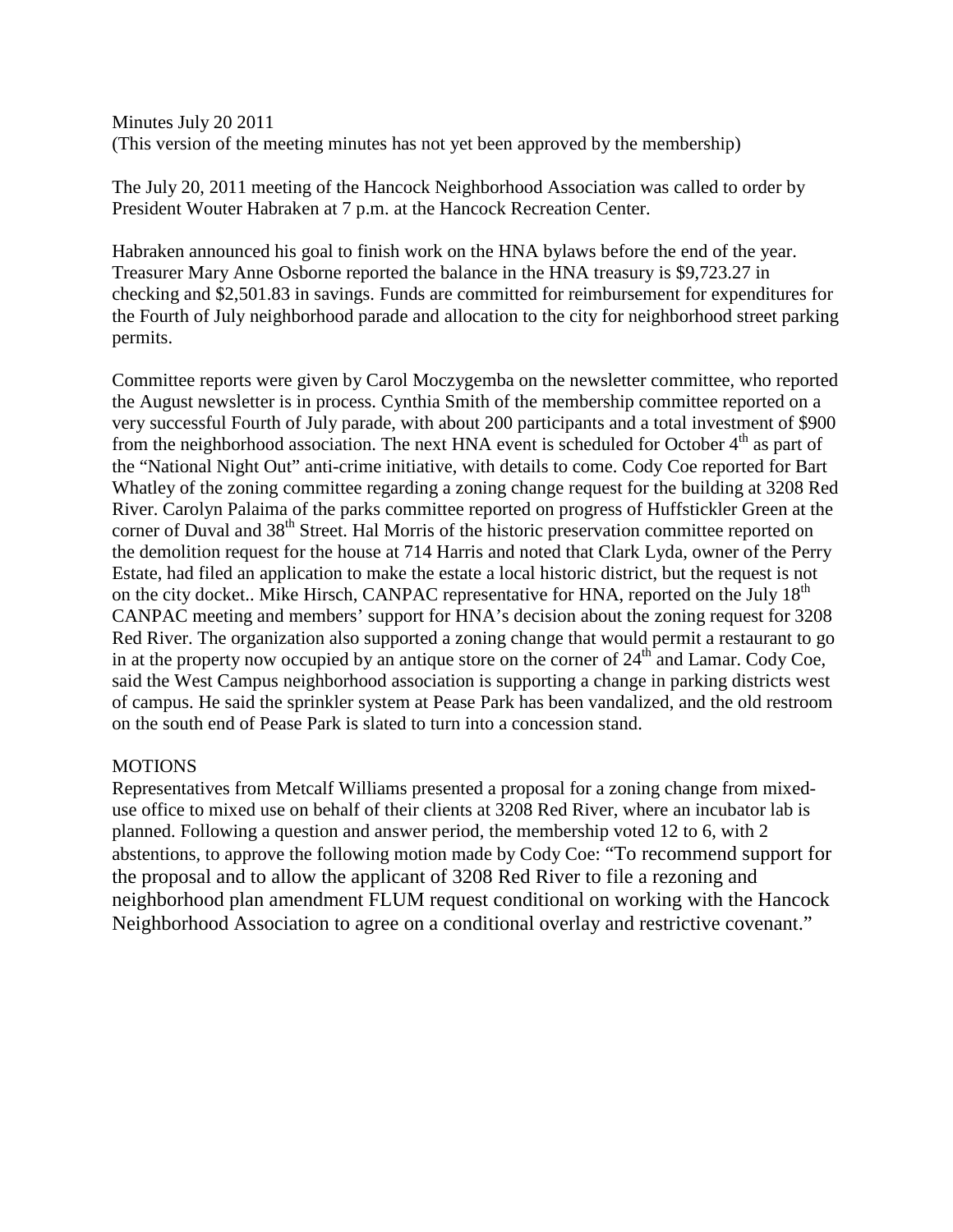Minutes July 20 2011

(This version of the meeting minutes has not yet been approved by the membership)

The July 20, 2011 meeting of the Hancock Neighborhood Association was called to order by President Wouter Habraken at 7 p.m. at the Hancock Recreation Center.

Habraken announced his goal to finish work on the HNA bylaws before the end of the year. Treasurer Mary Anne Osborne reported the balance in the HNA treasury is $9,723.27 in checking and $2,501.83 in savings. Funds are committed for reimbursement for expenditures for the Fourth of July neighborhood parade and allocation to the city for neighborhood street parking permits.

Committee reports were given by Carol Moczygemba on the newsletter committee, who reported the August newsletter is in process. Cynthia Smith of the membership committee reported on a very successful Fourth of July parade, with about 200 participants and a total investment of $900 from the neighborhood association. The next HNA event is scheduled for October 4th as part of the "National Night Out" anti-crime initiative, with details to come. Cody Coe reported for Bart Whatley of the zoning committee regarding a zoning change request for the building at 3208 Red River. Carolyn Palaima of the parks committee reported on progress of Huffstickler Green at the corner of Duval and 38th Street. Hal Morris of the historic preservation committee reported on the demolition request for the house at 714 Harris and noted that Clark Lyda, owner of the Perry Estate, had filed an application to make the estate a local historic district, but the request is not on the city docket.. Mike Hirsch, CANPAC representative for HNA, reported on the July 18th CANPAC meeting and members' support for HNA's decision about the zoning request for 3208 Red River. The organization also supported a zoning change that would permit a restaurant to go in at the property now occupied by an antique store on the corner of 24th and Lamar. Cody Coe, said the West Campus neighborhood association is supporting a change in parking districts west of campus. He said the sprinkler system at Pease Park has been vandalized, and the old restroom on the south end of Pease Park is slated to turn into a concession stand.

MOTIONS

Representatives from Metcalf Williams presented a proposal for a zoning change from mixed-use office to mixed use on behalf of their clients at 3208 Red River, where an incubator lab is planned. Following a question and answer period, the membership voted 12 to 6, with 2 abstentions, to approve the following motion made by Cody Coe: "To recommend support for the proposal and to allow the applicant of 3208 Red River to file a rezoning and neighborhood plan amendment FLUM request conditional on working with the Hancock Neighborhood Association to agree on a conditional overlay and restrictive covenant."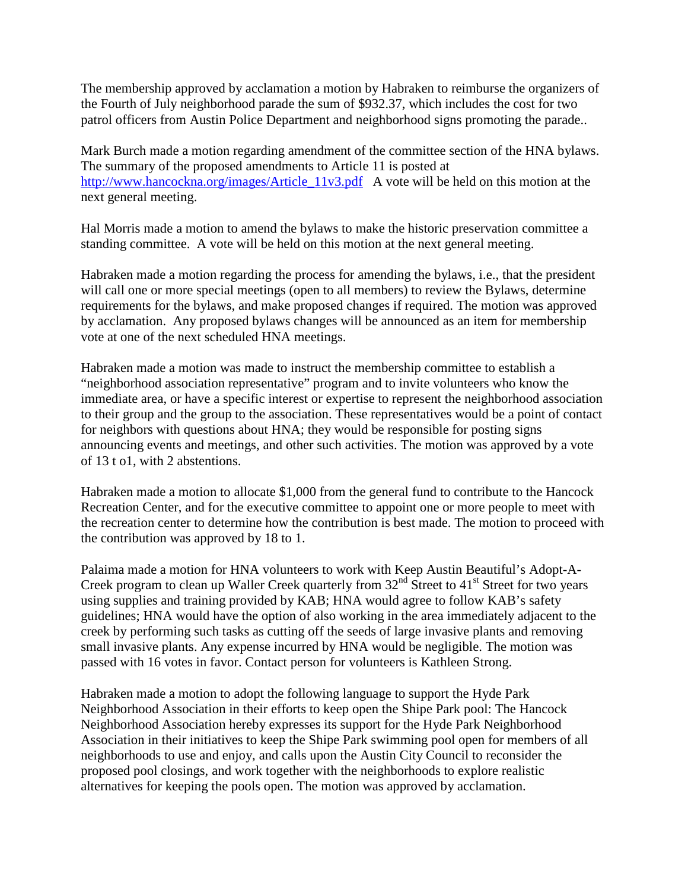The membership approved by acclamation a motion by Habraken to reimburse the organizers of the Fourth of July neighborhood parade the sum of $932.37, which includes the cost for two patrol officers from Austin Police Department and neighborhood signs promoting the parade..

Mark Burch made a motion regarding amendment of the committee section of the HNA bylaws. The summary of the proposed amendments to Article 11 is posted at [http://www.hancockna.org/images/Article_11v3.pdf](http://www.hancockna.org/images/Article_11v3.pdf) A vote will be held on this motion at the next general meeting.

Hal Morris made a motion to amend the bylaws to make the historic preservation committee a standing committee. A vote will be held on this motion at the next general meeting.

Habraken made a motion regarding the process for amending the bylaws, i.e., that the president will call one or more special meetings (open to all members) to review the Bylaws, determine requirements for the bylaws, and make proposed changes if required. The motion was approved by acclamation. Any proposed bylaws changes will be announced as an item for membership vote at one of the next scheduled HNA meetings.

Habraken made a motion was made to instruct the membership committee to establish a "neighborhood association representative" program and to invite volunteers who know the immediate area, or have a specific interest or expertise to represent the neighborhood association to their group and the group to the association. These representatives would be a point of contact for neighbors with questions about HNA; they would be responsible for posting signs announcing events and meetings, and other such activities. The motion was approved by a vote of 13 t o1, with 2 abstentions.

Habraken made a motion to allocate $1,000 from the general fund to contribute to the Hancock Recreation Center, and for the executive committee to appoint one or more people to meet with the recreation center to determine how the contribution is best made. The motion to proceed with the contribution was approved by 18 to 1.

Palaima made a motion for HNA volunteers to work with Keep Austin Beautiful's Adopt-A-Creek program to clean up Waller Creek quarterly from 32nd Street to 41st Street for two years using supplies and training provided by KAB; HNA would agree to follow KAB's safety guidelines; HNA would have the option of also working in the area immediately adjacent to the creek by performing such tasks as cutting off the seeds of large invasive plants and removing small invasive plants. Any expense incurred by HNA would be negligible. The motion was passed with 16 votes in favor. Contact person for volunteers is Kathleen Strong.

Habraken made a motion to adopt the following language to support the Hyde Park Neighborhood Association in their efforts to keep open the Shipe Park pool: The Hancock Neighborhood Association hereby expresses its support for the Hyde Park Neighborhood Association in their initiatives to keep the Shipe Park swimming pool open for members of all neighborhoods to use and enjoy, and calls upon the Austin City Council to reconsider the proposed pool closings, and work together with the neighborhoods to explore realistic alternatives for keeping the pools open. The motion was approved by acclamation.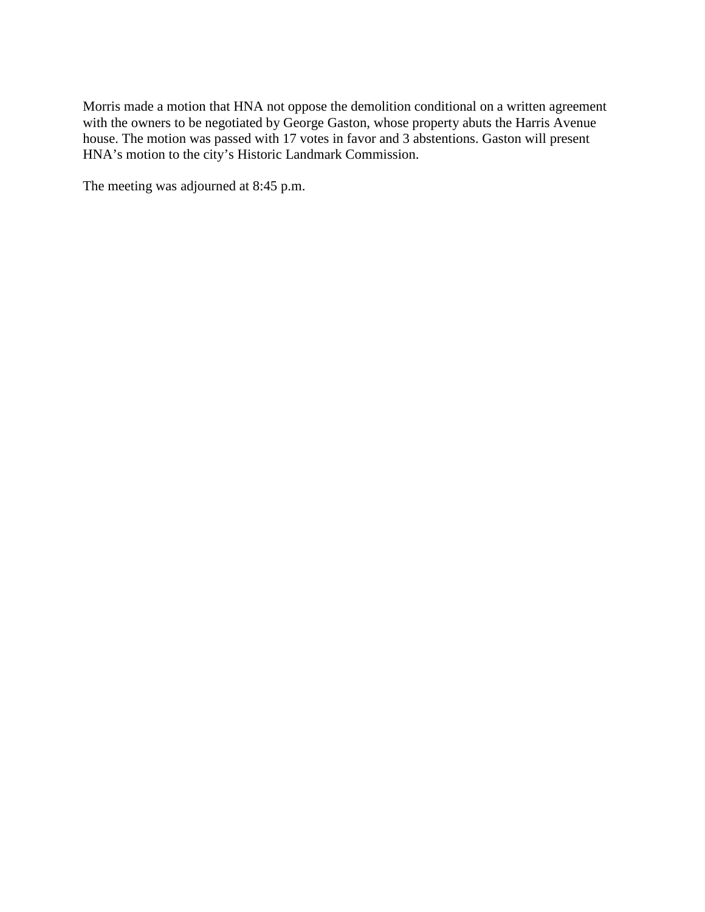Morris made a motion that HNA not oppose the demolition conditional on a written agreement with the owners to be negotiated by George Gaston, whose property abuts the Harris Avenue house. The motion was passed with 17 votes in favor and 3 abstentions. Gaston will present HNA's motion to the city's Historic Landmark Commission.

The meeting was adjourned at 8:45 p.m.